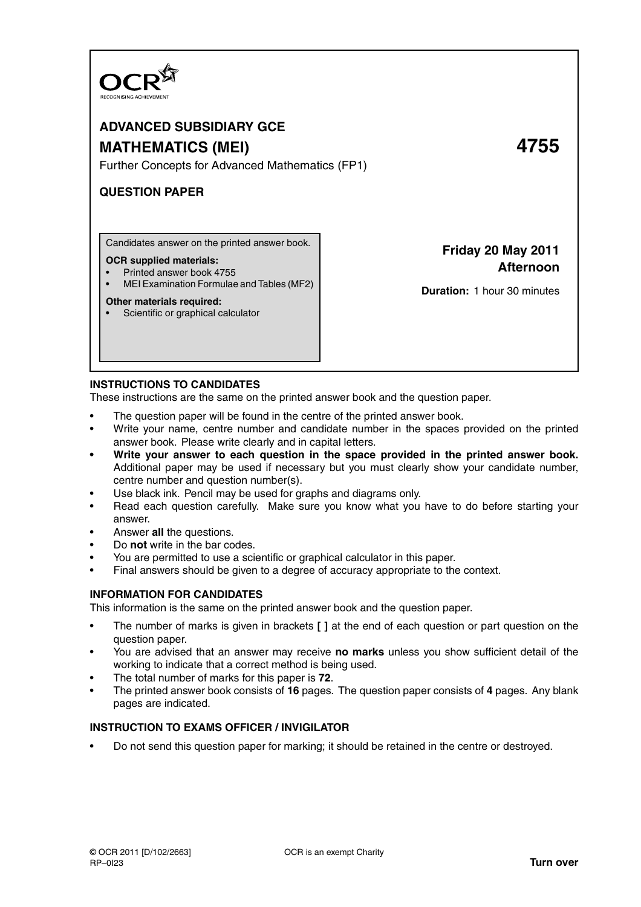OCR
RECOGNISING ACHIEVEMENT

# ADVANCED SUBSIDIARY GCE

## MATHEMATICS (MEI) — 4755

Further Concepts for Advanced Mathematics (FP1)

**QUESTION PAPER**

Candidates answer on the printed answer book.

**OCR supplied materials:**

- Printed answer book 4755
- MEI Examination Formulae and Tables (MF2)

**Other materials required:**

- Scientific or graphical calculator

**Friday 20 May 2011**
**Afternoon**

**Duration:** 1 hour 30 minutes

### INSTRUCTIONS TO CANDIDATES

These instructions are the same on the printed answer book and the question paper.

- The question paper will be found in the centre of the printed answer book.
- Write your name, centre number and candidate number in the spaces provided on the printed answer book. Please write clearly and in capital letters.
- **Write your answer to each question in the space provided in the printed answer book.** Additional paper may be used if necessary but you must clearly show your candidate number, centre number and question number(s).
- Use black ink. Pencil may be used for graphs and diagrams only.
- Read each question carefully. Make sure you know what you have to do before starting your answer.
- Answer **all** the questions.
- Do **not** write in the bar codes.
- You are permitted to use a scientific or graphical calculator in this paper.
- Final answers should be given to a degree of accuracy appropriate to the context.

### INFORMATION FOR CANDIDATES

This information is the same on the printed answer book and the question paper.

- The number of marks is given in brackets **[ ]** at the end of each question or part question on the question paper.
- You are advised that an answer may receive **no marks** unless you show sufficient detail of the working to indicate that a correct method is being used.
- The total number of marks for this paper is **72**.
- The printed answer book consists of **16** pages. The question paper consists of **4** pages. Any blank pages are indicated.

### INSTRUCTION TO EXAMS OFFICER / INVIGILATOR

- Do not send this question paper for marking; it should be retained in the centre or destroyed.

© OCR 2011 [D/102/2663]
RP–0I23

OCR is an exempt Charity

**Turn over**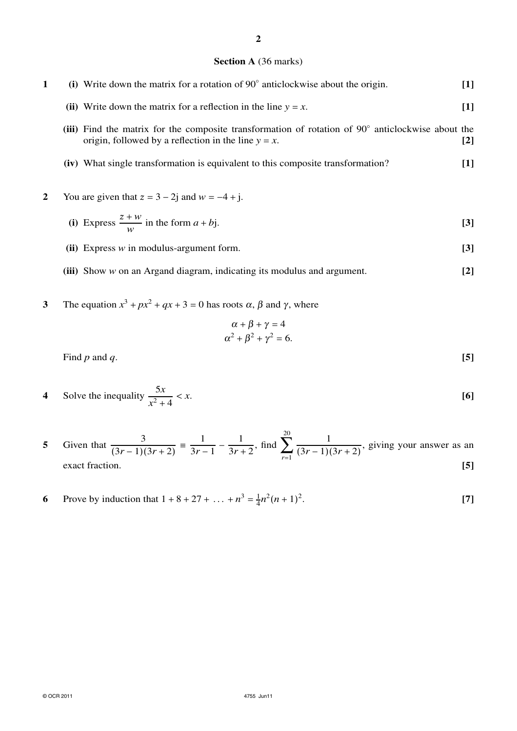## Section A (36 marks)

**1** **(i)** Write down the matrix for a rotation of $90^\circ$ anticlockwise about the origin. **[1]**

**(ii)** Write down the matrix for a reflection in the line $y = x$. **[1]**

**(iii)** Find the matrix for the composite transformation of rotation of $90^\circ$ anticlockwise about the origin, followed by a reflection in the line $y = x$. **[2]**

**(iv)** What single transformation is equivalent to this composite transformation? **[1]**

**2** You are given that $z = 3 - 2\text{j}$ and $w = -4 + \text{j}$.

**(i)** Express $\dfrac{z + w}{w}$ in the form $a + b\text{j}$. **[3]**

**(ii)** Express $w$ in modulus-argument form. **[3]**

**(iii)** Show $w$ on an Argand diagram, indicating its modulus and argument. **[2]**

**3** The equation $x^3 + px^2 + qx + 3 = 0$ has roots $\alpha$, $\beta$ and $\gamma$, where

$$\alpha + \beta + \gamma = 4$$
$$\alpha^2 + \beta^2 + \gamma^2 = 6.$$

Find $p$ and $q$. **[5]**

**4** Solve the inequality $\dfrac{5x}{x^2 + 4} < x$. **[6]**

**5** Given that $\dfrac{3}{(3r-1)(3r+2)} \equiv \dfrac{1}{3r-1} - \dfrac{1}{3r+2}$, find $\displaystyle\sum_{r=1}^{20} \frac{1}{(3r-1)(3r+2)}$, giving your answer as an exact fraction. **[5]**

**6** Prove by induction that $1 + 8 + 27 + \ldots + n^3 = \frac{1}{4}n^2(n+1)^2$. **[7]**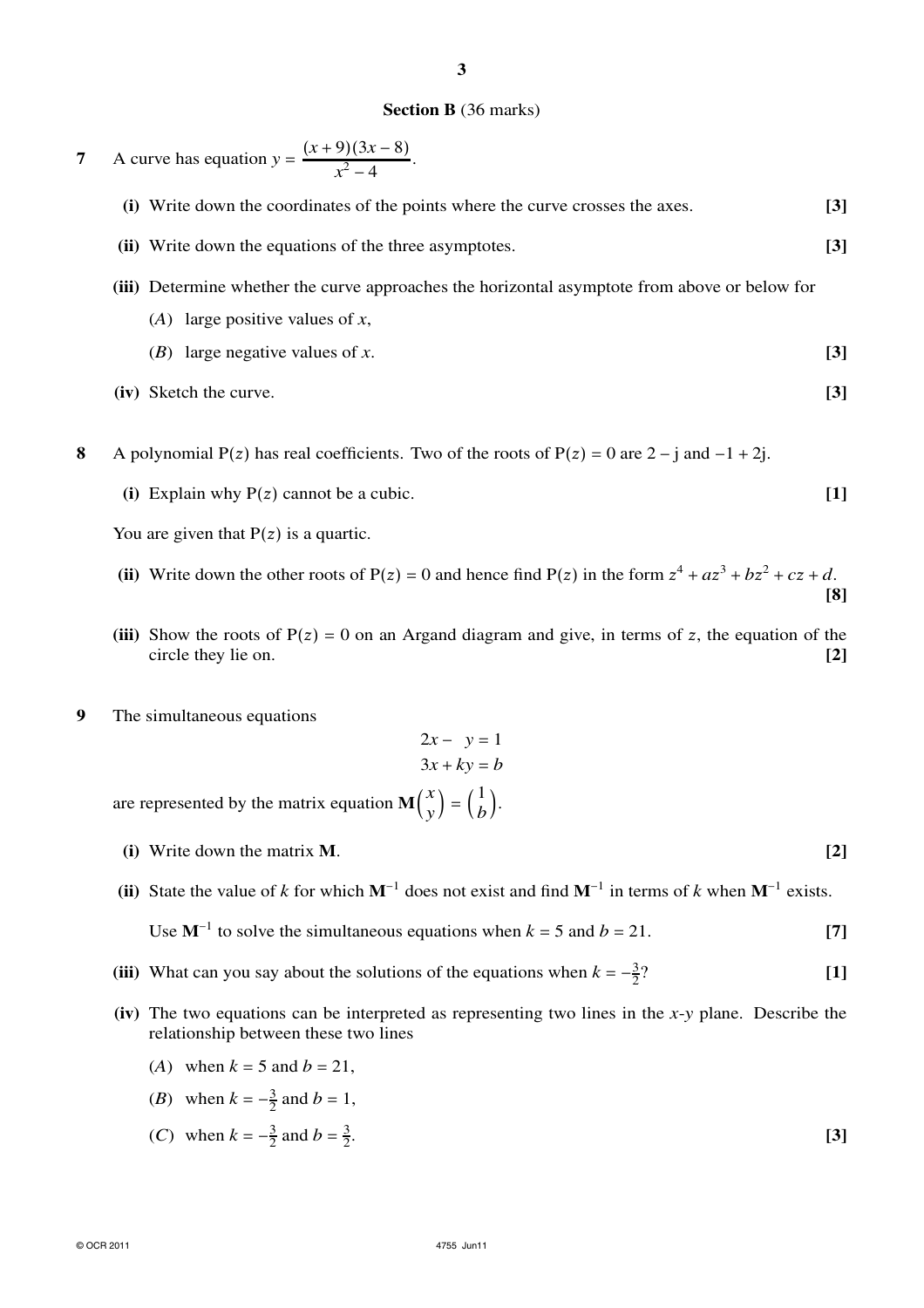## Section B (36 marks)

**7** A curve has equation $y = \dfrac{(x+9)(3x-8)}{x^2-4}$.

**(i)** Write down the coordinates of the points where the curve crosses the axes. **[3]**

**(ii)** Write down the equations of the three asymptotes. **[3]**

**(iii)** Determine whether the curve approaches the horizontal asymptote from above or below for

(*A*) large positive values of $x$,

(*B*) large negative values of $x$. **[3]**

**(iv)** Sketch the curve. **[3]**

**8** A polynomial $\mathrm{P}(z)$ has real coefficients. Two of the roots of $\mathrm{P}(z) = 0$ are $2 - \mathrm{j}$ and $-1 + 2\mathrm{j}$.

**(i)** Explain why $\mathrm{P}(z)$ cannot be a cubic. **[1]**

You are given that $\mathrm{P}(z)$ is a quartic.

**(ii)** Write down the other roots of $\mathrm{P}(z) = 0$ and hence find $\mathrm{P}(z)$ in the form $z^4 + az^3 + bz^2 + cz + d$. **[8]**

**(iii)** Show the roots of $\mathrm{P}(z) = 0$ on an Argand diagram and give, in terms of $z$, the equation of the circle they lie on. **[2]**

**9** The simultaneous equations

$$2x - y = 1$$
$$3x + ky = b$$

are represented by the matrix equation $\mathbf{M}\begin{pmatrix} x \\ y \end{pmatrix} = \begin{pmatrix} 1 \\ b \end{pmatrix}$.

**(i)** Write down the matrix $\mathbf{M}$. **[2]**

**(ii)** State the value of $k$ for which $\mathbf{M}^{-1}$ does not exist and find $\mathbf{M}^{-1}$ in terms of $k$ when $\mathbf{M}^{-1}$ exists.

Use $\mathbf{M}^{-1}$ to solve the simultaneous equations when $k = 5$ and $b = 21$. **[7]**

**(iii)** What can you say about the solutions of the equations when $k = -\frac{3}{2}$? **[1]**

**(iv)** The two equations can be interpreted as representing two lines in the $x$-$y$ plane. Describe the relationship between these two lines

(*A*) when $k = 5$ and $b = 21$,

(*B*) when $k = -\frac{3}{2}$ and $b = 1$,

(*C*) when $k = -\frac{3}{2}$ and $b = \frac{3}{2}$. **[3]**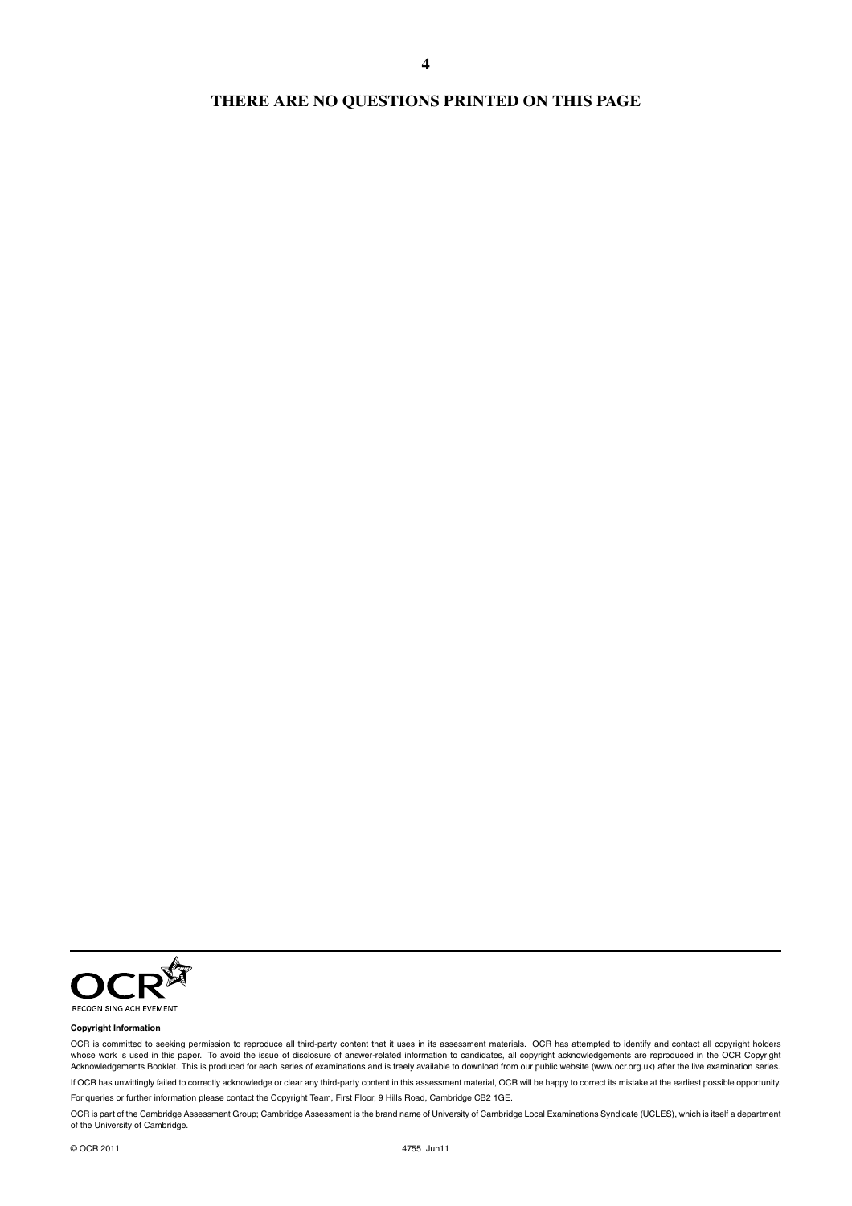**THERE ARE NO QUESTIONS PRINTED ON THIS PAGE**

RECOGNISING ACHIEVEMENT

**Copyright Information**

OCR is committed to seeking permission to reproduce all third-party content that it uses in its assessment materials. OCR has attempted to identify and contact all copyright holders whose work is used in this paper. To avoid the issue of disclosure of answer-related information to candidates, all copyright acknowledgements are reproduced in the OCR Copyright Acknowledgements Booklet. This is produced for each series of examinations and is freely available to download from our public website (www.ocr.org.uk) after the live examination series.

If OCR has unwittingly failed to correctly acknowledge or clear any third-party content in this assessment material, OCR will be happy to correct its mistake at the earliest possible opportunity.

For queries or further information please contact the Copyright Team, First Floor, 9 Hills Road, Cambridge CB2 1GE.

OCR is part of the Cambridge Assessment Group; Cambridge Assessment is the brand name of University of Cambridge Local Examinations Syndicate (UCLES), which is itself a department of the University of Cambridge.

© OCR 2011 4755 Jun11